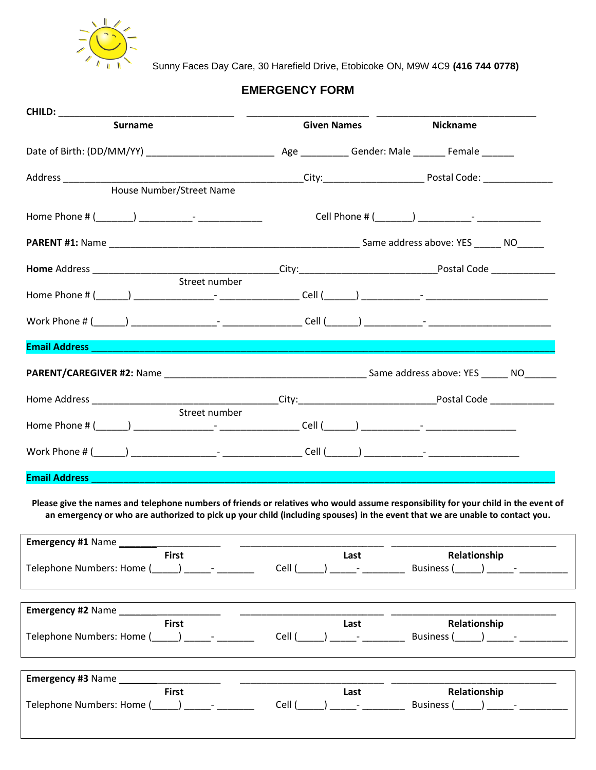Sunny Faces Day Care, 30 Harefield Drive, Etobicoke ON, M9W 4C9 **(416 744 0778)**

# EMERGENCY FORM

**CHILD:** ________________________________ ______________________ _____________________________
**Surname** **Given Names** **Nickname**

Date of Birth: (DD/MM/YY) _______________________ Age _________ Gender: Male ______ Female ______

Address ____________________________________________City:__________________ Postal Code: _____________
House Number/Street Name

Home Phone # (_______) __________- ____________ Cell Phone # (_______) __________- ____________

**PARENT #1:** Name ______________________________________________ Same address above: YES _____ NO_____

**Home** Address __________________________________City:________________________Postal Code ____________
Street number

Home Phone # (______) ______________- ______________ Cell (______) ___________- _______________________

Work Phone # (______) _______________- ______________ Cell (______) ___________- _______________________

**Email Address** ________________________________________________________________________________

**PARENT/CAREGIVER #2:** Name _____________________________________ Same address above: YES _____ NO______

Home Address __________________________________City:________________________Postal Code ____________
Street number

Home Phone # (______) ______________- ______________ Cell (______) ___________- ________________

Work Phone # (______) _______________- ______________ Cell (______) ___________- ________________

**Email Address** ________________________________________________________________________________

**Please give the names and telephone numbers of friends or relatives who would assume responsibility for your child in the event of an emergency or who are authorized to pick up your child (including spouses) in the event that we are unable to contact you.**

**Emergency #1** Name __________________ __________________________ ______________________________
**First** **Last** **Relationship**
Telephone Numbers: Home (_____) _____- _______ Cell (_____) _____- ________ Business (_____) _____- _________

**Emergency #2** Name __________________ __________________________ ______________________________
**First** **Last** **Relationship**
Telephone Numbers: Home (_____) _____- _______ Cell (_____) _____- ________ Business (_____) _____- _________

**Emergency #3** Name __________________ __________________________ ______________________________
**First** **Last** **Relationship**
Telephone Numbers: Home (_____) _____- _______ Cell (_____) _____- ________ Business (_____) _____- _________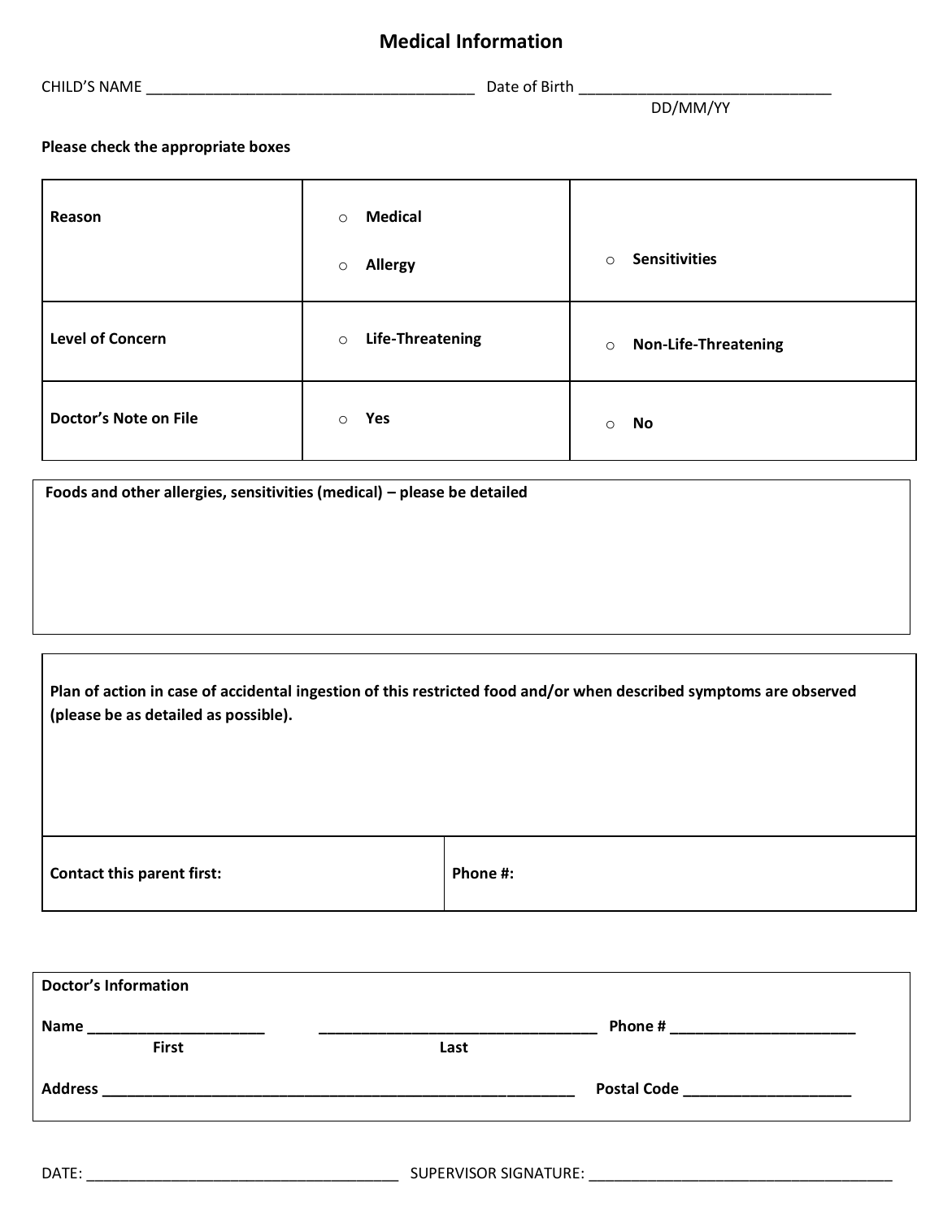# Medical Information

CHILD'S NAME ________________________________________ Date of Birth ______________________________
DD/MM/YY

**Please check the appropriate boxes**

| | | |
|---|---|---|
| **Reason** | ○ **Medical**<br>○ **Allergy** | ○ **Sensitivities** |
| **Level of Concern** | ○ **Life-Threatening** | ○ **Non-Life-Threatening** |
| **Doctor's Note on File** | ○ **Yes** | ○ **No** |

**Foods and other allergies, sensitivities (medical) – please be detailed**

**Plan of action in case of accidental ingestion of this restricted food and/or when described symptoms are observed (please be as detailed as possible).**

| | |
|---|---|
| **Contact this parent first:** | **Phone #:** |

**Doctor's Information**

**Name** ______________________ __________________________________ **Phone #** ______________________
First Last

**Address** __________________________________________________________ **Postal Code** ____________________

DATE: ______________________________________ SUPERVISOR SIGNATURE: ______________________________________